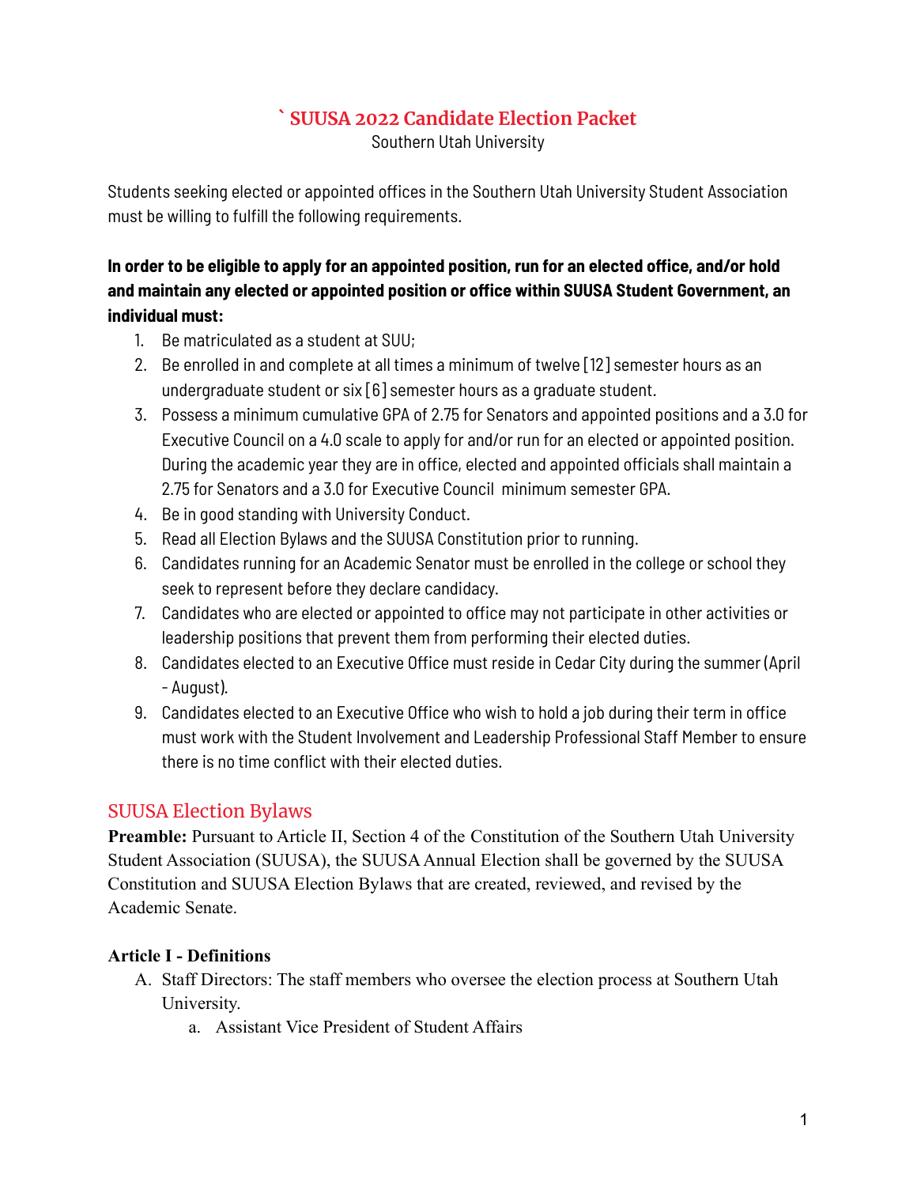# ` SUUSA 2022 Candidate Election Packet

Southern Utah University

Students seeking elected or appointed offices in the Southern Utah University Student Association must be willing to fulfill the following requirements.

**In order to be eligible to apply for an appointed position, run for an elected office, and/or hold and maintain any elected or appointed position or office within SUUSA Student Government, an individual must:**

1. Be matriculated as a student at SUU;
2. Be enrolled in and complete at all times a minimum of twelve [12] semester hours as an undergraduate student or six [6] semester hours as a graduate student.
3. Possess a minimum cumulative GPA of 2.75 for Senators and appointed positions and a 3.0 for Executive Council on a 4.0 scale to apply for and/or run for an elected or appointed position. During the academic year they are in office, elected and appointed officials shall maintain a 2.75 for Senators and a 3.0 for Executive Council minimum semester GPA.
4. Be in good standing with University Conduct.
5. Read all Election Bylaws and the SUUSA Constitution prior to running.
6. Candidates running for an Academic Senator must be enrolled in the college or school they seek to represent before they declare candidacy.
7. Candidates who are elected or appointed to office may not participate in other activities or leadership positions that prevent them from performing their elected duties.
8. Candidates elected to an Executive Office must reside in Cedar City during the summer (April - August).
9. Candidates elected to an Executive Office who wish to hold a job during their term in office must work with the Student Involvement and Leadership Professional Staff Member to ensure there is no time conflict with their elected duties.

## SUUSA Election Bylaws

**Preamble:** Pursuant to Article II, Section 4 of the Constitution of the Southern Utah University Student Association (SUUSA), the SUUSA Annual Election shall be governed by the SUUSA Constitution and SUUSA Election Bylaws that are created, reviewed, and revised by the Academic Senate.

### Article I - Definitions

A. Staff Directors: The staff members who oversee the election process at Southern Utah University.
   a. Assistant Vice President of Student Affairs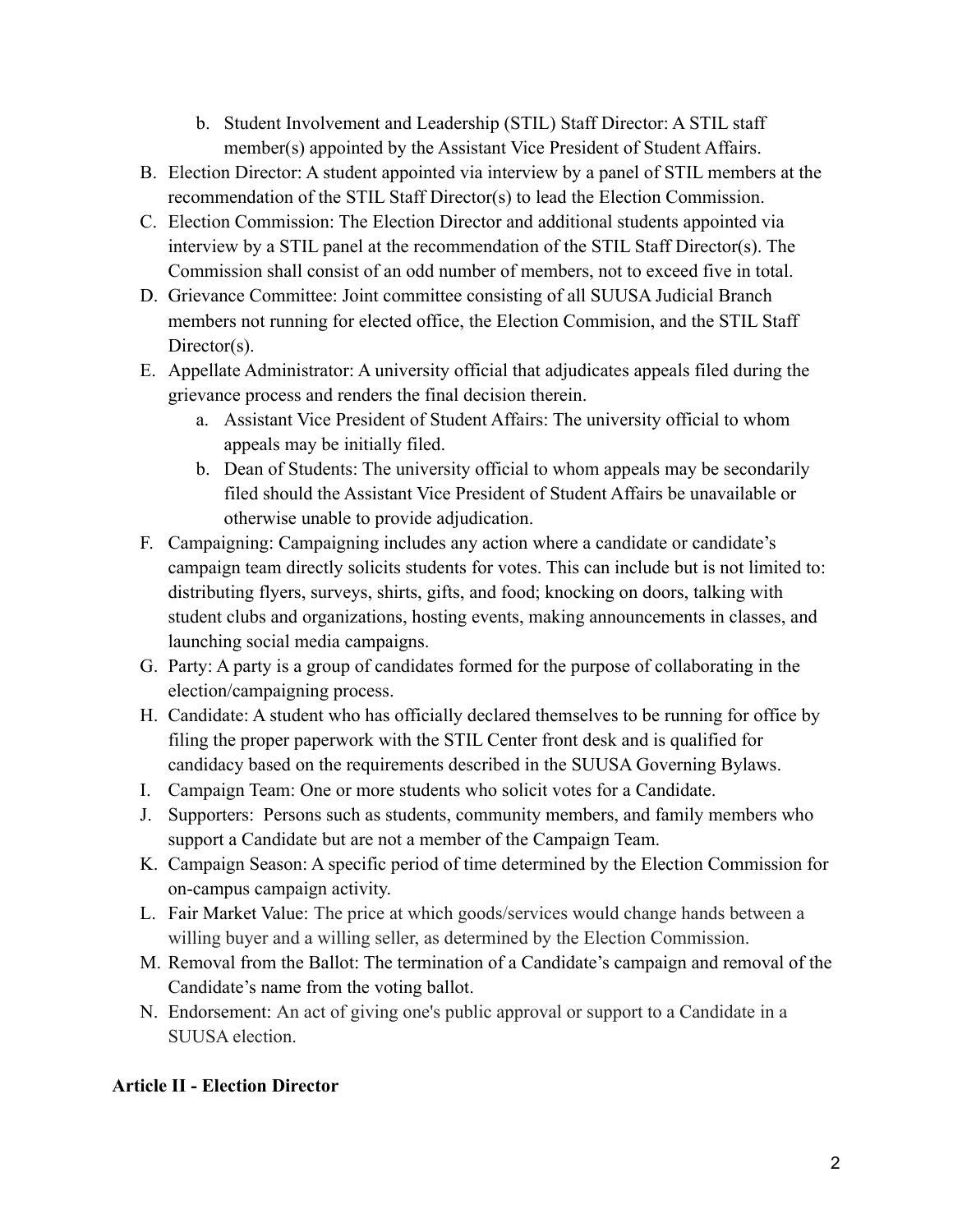b. Student Involvement and Leadership (STIL) Staff Director: A STIL staff member(s) appointed by the Assistant Vice President of Student Affairs.

B. Election Director: A student appointed via interview by a panel of STIL members at the recommendation of the STIL Staff Director(s) to lead the Election Commission.

C. Election Commission: The Election Director and additional students appointed via interview by a STIL panel at the recommendation of the STIL Staff Director(s). The Commission shall consist of an odd number of members, not to exceed five in total.

D. Grievance Committee: Joint committee consisting of all SUUSA Judicial Branch members not running for elected office, the Election Commision, and the STIL Staff Director(s).

E. Appellate Administrator: A university official that adjudicates appeals filed during the grievance process and renders the final decision therein.
   a. Assistant Vice President of Student Affairs: The university official to whom appeals may be initially filed.
   b. Dean of Students: The university official to whom appeals may be secondarily filed should the Assistant Vice President of Student Affairs be unavailable or otherwise unable to provide adjudication.

F. Campaigning: Campaigning includes any action where a candidate or candidate's campaign team directly solicits students for votes. This can include but is not limited to: distributing flyers, surveys, shirts, gifts, and food; knocking on doors, talking with student clubs and organizations, hosting events, making announcements in classes, and launching social media campaigns.

G. Party: A party is a group of candidates formed for the purpose of collaborating in the election/campaigning process.

H. Candidate: A student who has officially declared themselves to be running for office by filing the proper paperwork with the STIL Center front desk and is qualified for candidacy based on the requirements described in the SUUSA Governing Bylaws.

I. Campaign Team: One or more students who solicit votes for a Candidate.

J. Supporters: Persons such as students, community members, and family members who support a Candidate but are not a member of the Campaign Team.

K. Campaign Season: A specific period of time determined by the Election Commission for on-campus campaign activity.

L. Fair Market Value: The price at which goods/services would change hands between a willing buyer and a willing seller, as determined by the Election Commission.

M. Removal from the Ballot: The termination of a Candidate's campaign and removal of the Candidate's name from the voting ballot.

N. Endorsement: An act of giving one's public approval or support to a Candidate in a SUUSA election.

**Article II - Election Director**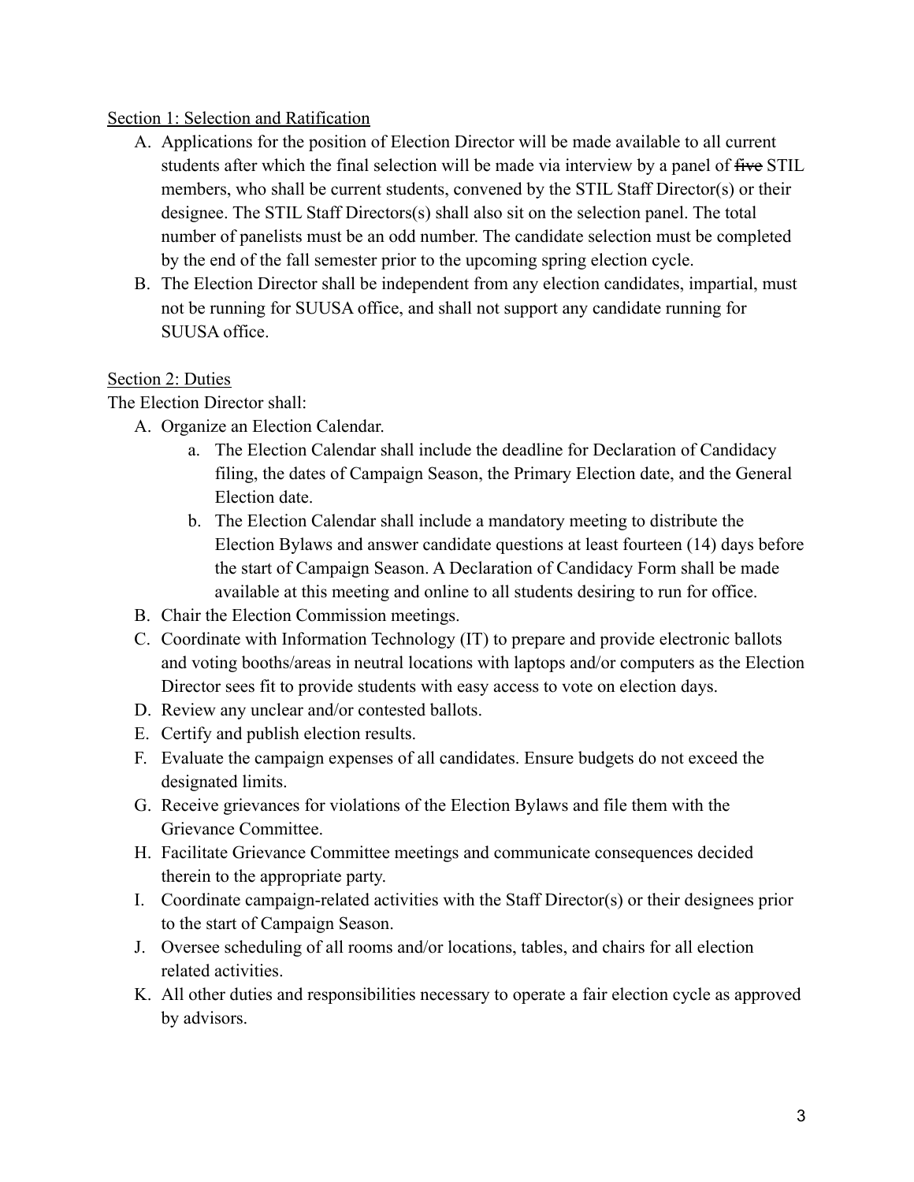Section 1: Selection and Ratification

A. Applications for the position of Election Director will be made available to all current students after which the final selection will be made via interview by a panel of ~~five~~ STIL members, who shall be current students, convened by the STIL Staff Director(s) or their designee. The STIL Staff Directors(s) shall also sit on the selection panel. The total number of panelists must be an odd number. The candidate selection must be completed by the end of the fall semester prior to the upcoming spring election cycle.
B. The Election Director shall be independent from any election candidates, impartial, must not be running for SUUSA office, and shall not support any candidate running for SUUSA office.

Section 2: Duties

The Election Director shall:

A. Organize an Election Calendar.
    a. The Election Calendar shall include the deadline for Declaration of Candidacy filing, the dates of Campaign Season, the Primary Election date, and the General Election date.
    b. The Election Calendar shall include a mandatory meeting to distribute the Election Bylaws and answer candidate questions at least fourteen (14) days before the start of Campaign Season. A Declaration of Candidacy Form shall be made available at this meeting and online to all students desiring to run for office.
B. Chair the Election Commission meetings.
C. Coordinate with Information Technology (IT) to prepare and provide electronic ballots and voting booths/areas in neutral locations with laptops and/or computers as the Election Director sees fit to provide students with easy access to vote on election days.
D. Review any unclear and/or contested ballots.
E. Certify and publish election results.
F. Evaluate the campaign expenses of all candidates. Ensure budgets do not exceed the designated limits.
G. Receive grievances for violations of the Election Bylaws and file them with the Grievance Committee.
H. Facilitate Grievance Committee meetings and communicate consequences decided therein to the appropriate party.
I. Coordinate campaign-related activities with the Staff Director(s) or their designees prior to the start of Campaign Season.
J. Oversee scheduling of all rooms and/or locations, tables, and chairs for all election related activities.
K. All other duties and responsibilities necessary to operate a fair election cycle as approved by advisors.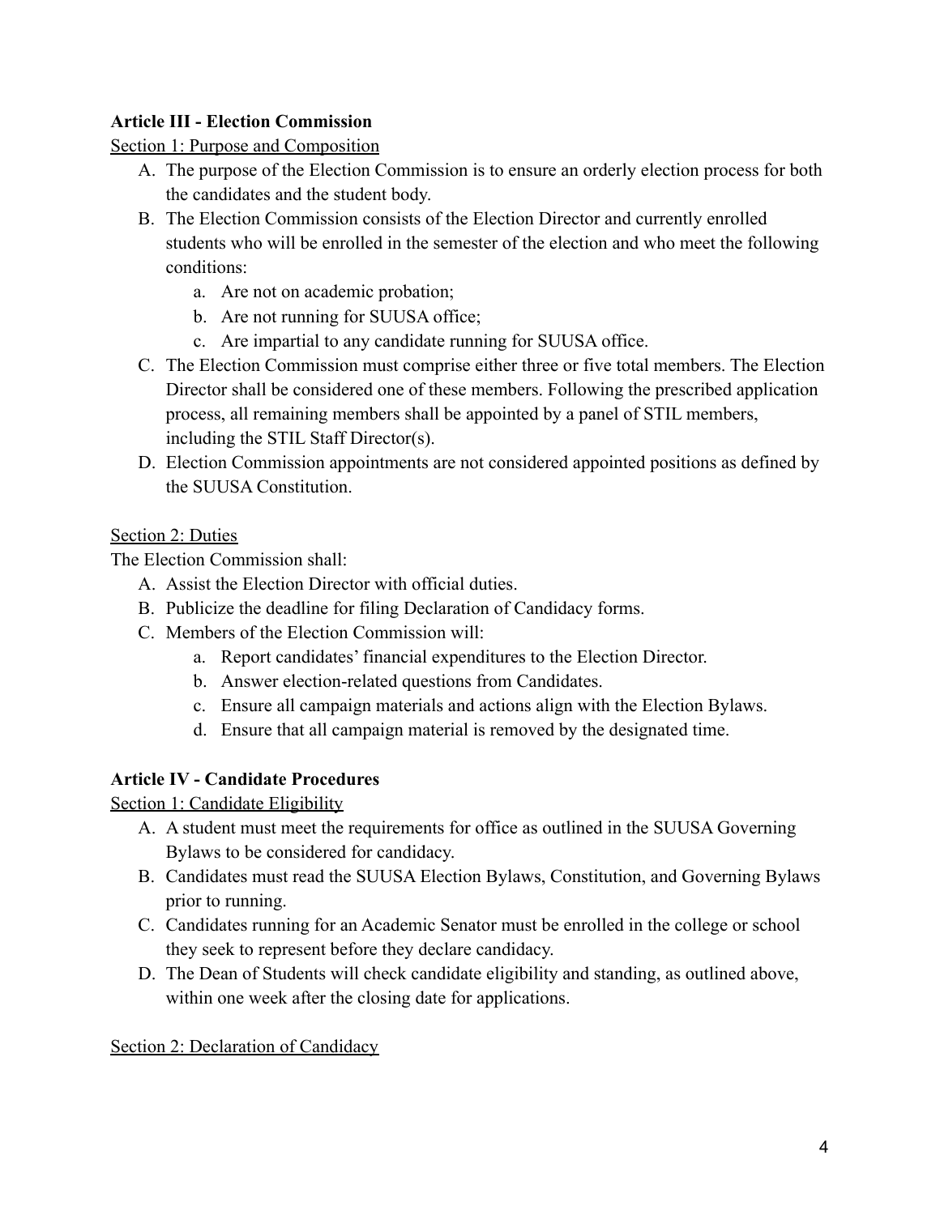**Article III - Election Commission**

Section 1: Purpose and Composition

A. The purpose of the Election Commission is to ensure an orderly election process for both the candidates and the student body.
B. The Election Commission consists of the Election Director and currently enrolled students who will be enrolled in the semester of the election and who meet the following conditions:
    a. Are not on academic probation;
    b. Are not running for SUUSA office;
    c. Are impartial to any candidate running for SUUSA office.
C. The Election Commission must comprise either three or five total members. The Election Director shall be considered one of these members. Following the prescribed application process, all remaining members shall be appointed by a panel of STIL members, including the STIL Staff Director(s).
D. Election Commission appointments are not considered appointed positions as defined by the SUUSA Constitution.

Section 2: Duties

The Election Commission shall:

A. Assist the Election Director with official duties.
B. Publicize the deadline for filing Declaration of Candidacy forms.
C. Members of the Election Commission will:
    a. Report candidates' financial expenditures to the Election Director.
    b. Answer election-related questions from Candidates.
    c. Ensure all campaign materials and actions align with the Election Bylaws.
    d. Ensure that all campaign material is removed by the designated time.

**Article IV - Candidate Procedures**

Section 1: Candidate Eligibility

A. A student must meet the requirements for office as outlined in the SUUSA Governing Bylaws to be considered for candidacy.
B. Candidates must read the SUUSA Election Bylaws, Constitution, and Governing Bylaws prior to running.
C. Candidates running for an Academic Senator must be enrolled in the college or school they seek to represent before they declare candidacy.
D. The Dean of Students will check candidate eligibility and standing, as outlined above, within one week after the closing date for applications.

Section 2: Declaration of Candidacy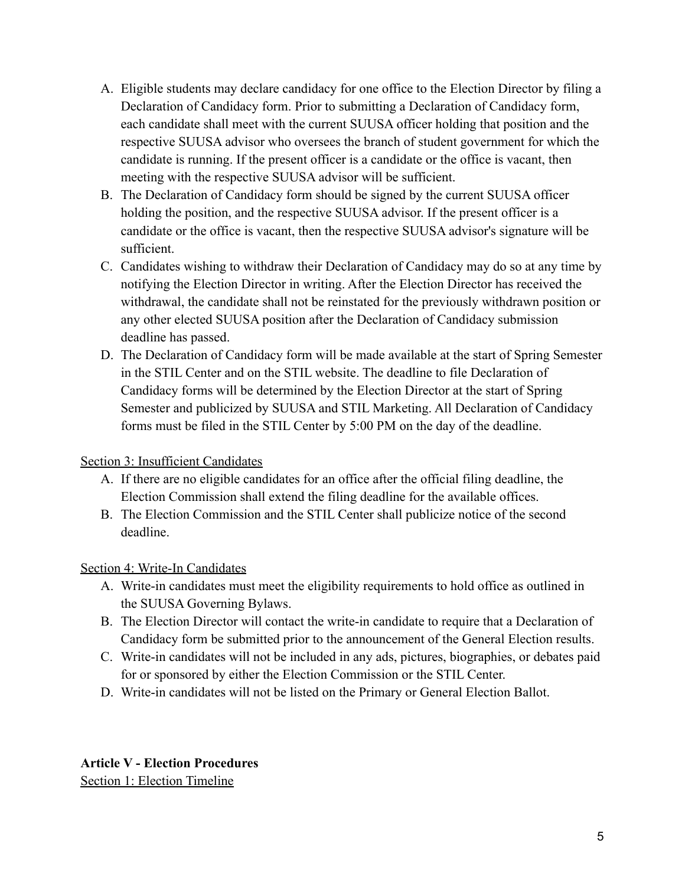A. Eligible students may declare candidacy for one office to the Election Director by filing a Declaration of Candidacy form. Prior to submitting a Declaration of Candidacy form, each candidate shall meet with the current SUUSA officer holding that position and the respective SUUSA advisor who oversees the branch of student government for which the candidate is running. If the present officer is a candidate or the office is vacant, then meeting with the respective SUUSA advisor will be sufficient.
B. The Declaration of Candidacy form should be signed by the current SUUSA officer holding the position, and the respective SUUSA advisor. If the present officer is a candidate or the office is vacant, then the respective SUUSA advisor's signature will be sufficient.
C. Candidates wishing to withdraw their Declaration of Candidacy may do so at any time by notifying the Election Director in writing. After the Election Director has received the withdrawal, the candidate shall not be reinstated for the previously withdrawn position or any other elected SUUSA position after the Declaration of Candidacy submission deadline has passed.
D. The Declaration of Candidacy form will be made available at the start of Spring Semester in the STIL Center and on the STIL website. The deadline to file Declaration of Candidacy forms will be determined by the Election Director at the start of Spring Semester and publicized by SUUSA and STIL Marketing. All Declaration of Candidacy forms must be filed in the STIL Center by 5:00 PM on the day of the deadline.

<u>Section 3: Insufficient Candidates</u>

A. If there are no eligible candidates for an office after the official filing deadline, the Election Commission shall extend the filing deadline for the available offices.
B. The Election Commission and the STIL Center shall publicize notice of the second deadline.

<u>Section 4: Write-In Candidates</u>

A. Write-in candidates must meet the eligibility requirements to hold office as outlined in the SUUSA Governing Bylaws.
B. The Election Director will contact the write-in candidate to require that a Declaration of Candidacy form be submitted prior to the announcement of the General Election results.
C. Write-in candidates will not be included in any ads, pictures, biographies, or debates paid for or sponsored by either the Election Commission or the STIL Center.
D. Write-in candidates will not be listed on the Primary or General Election Ballot.

## Article V - Election Procedures

<u>Section 1: Election Timeline</u>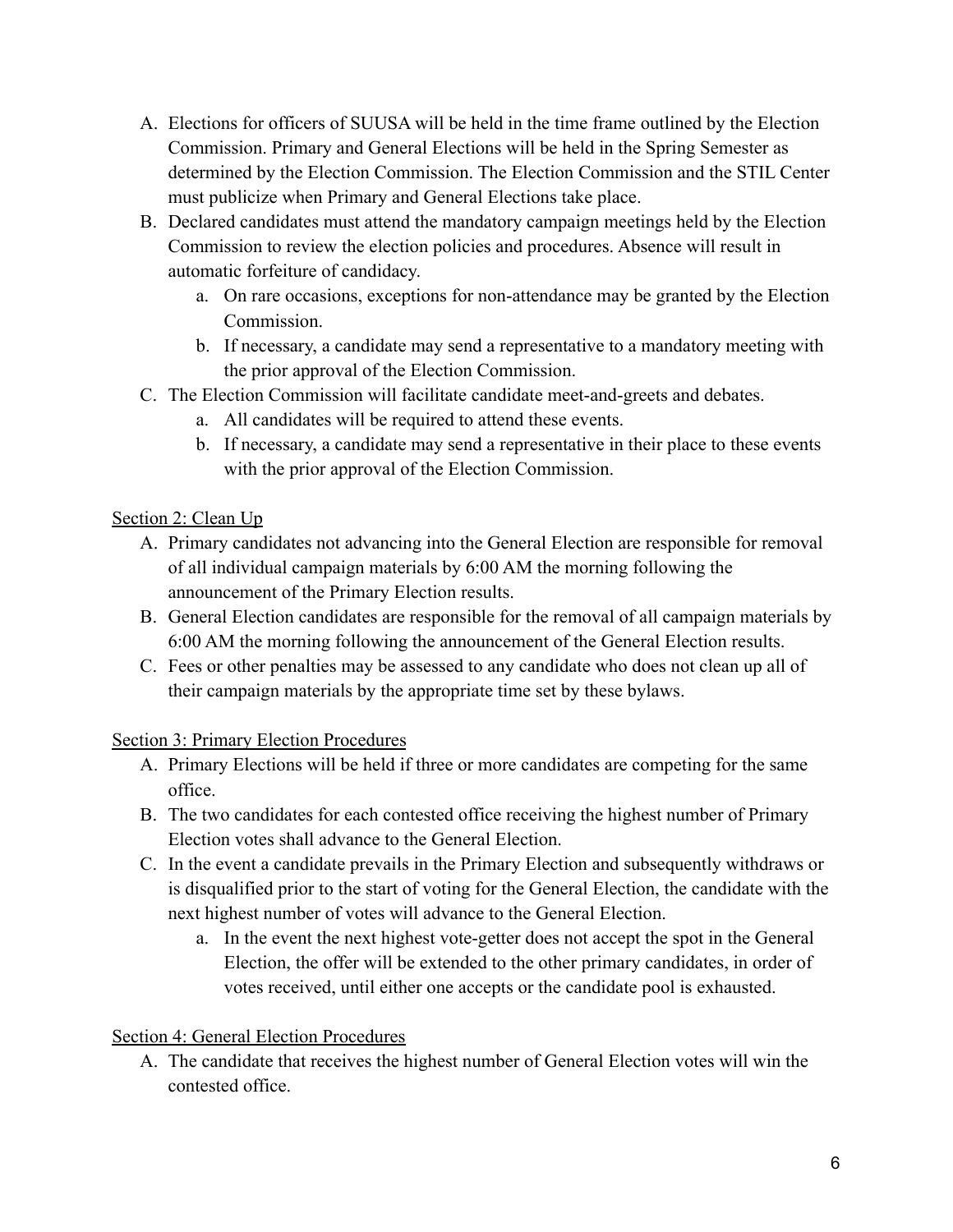A. Elections for officers of SUUSA will be held in the time frame outlined by the Election Commission. Primary and General Elections will be held in the Spring Semester as determined by the Election Commission. The Election Commission and the STIL Center must publicize when Primary and General Elections take place.
B. Declared candidates must attend the mandatory campaign meetings held by the Election Commission to review the election policies and procedures. Absence will result in automatic forfeiture of candidacy.
    a. On rare occasions, exceptions for non-attendance may be granted by the Election Commission.
    b. If necessary, a candidate may send a representative to a mandatory meeting with the prior approval of the Election Commission.
C. The Election Commission will facilitate candidate meet-and-greets and debates.
    a. All candidates will be required to attend these events.
    b. If necessary, a candidate may send a representative in their place to these events with the prior approval of the Election Commission.

<u>Section 2: Clean Up</u>

A. Primary candidates not advancing into the General Election are responsible for removal of all individual campaign materials by 6:00 AM the morning following the announcement of the Primary Election results.
B. General Election candidates are responsible for the removal of all campaign materials by 6:00 AM the morning following the announcement of the General Election results.
C. Fees or other penalties may be assessed to any candidate who does not clean up all of their campaign materials by the appropriate time set by these bylaws.

<u>Section 3: Primary Election Procedures</u>

A. Primary Elections will be held if three or more candidates are competing for the same office.
B. The two candidates for each contested office receiving the highest number of Primary Election votes shall advance to the General Election.
C. In the event a candidate prevails in the Primary Election and subsequently withdraws or is disqualified prior to the start of voting for the General Election, the candidate with the next highest number of votes will advance to the General Election.
    a. In the event the next highest vote-getter does not accept the spot in the General Election, the offer will be extended to the other primary candidates, in order of votes received, until either one accepts or the candidate pool is exhausted.

<u>Section 4: General Election Procedures</u>

A. The candidate that receives the highest number of General Election votes will win the contested office.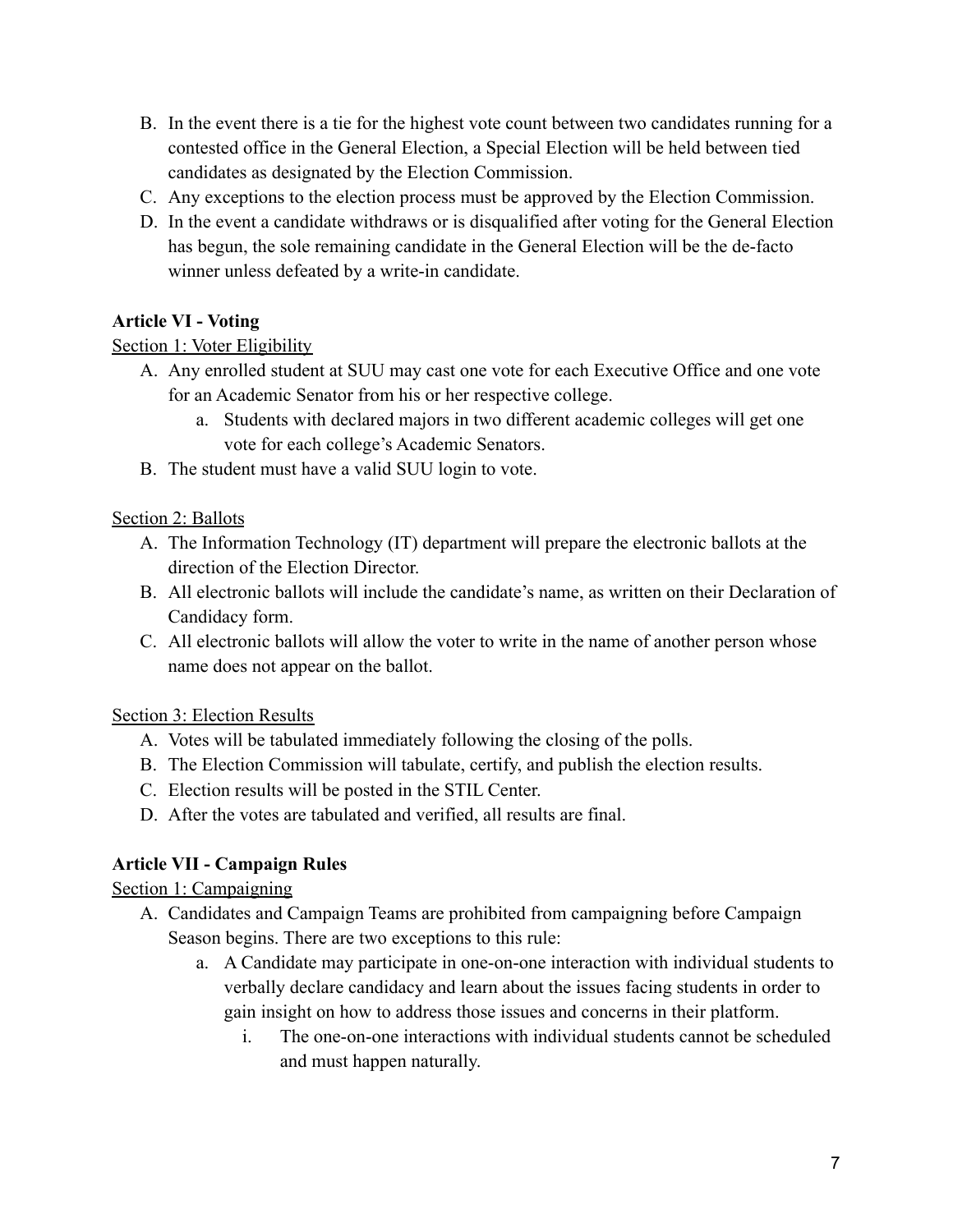B. In the event there is a tie for the highest vote count between two candidates running for a contested office in the General Election, a Special Election will be held between tied candidates as designated by the Election Commission.

C. Any exceptions to the election process must be approved by the Election Commission.

D. In the event a candidate withdraws or is disqualified after voting for the General Election has begun, the sole remaining candidate in the General Election will be the de-facto winner unless defeated by a write-in candidate.

**Article VI - Voting**

Section 1: Voter Eligibility

A. Any enrolled student at SUU may cast one vote for each Executive Office and one vote for an Academic Senator from his or her respective college.
   a. Students with declared majors in two different academic colleges will get one vote for each college's Academic Senators.

B. The student must have a valid SUU login to vote.

Section 2: Ballots

A. The Information Technology (IT) department will prepare the electronic ballots at the direction of the Election Director.

B. All electronic ballots will include the candidate's name, as written on their Declaration of Candidacy form.

C. All electronic ballots will allow the voter to write in the name of another person whose name does not appear on the ballot.

Section 3: Election Results

A. Votes will be tabulated immediately following the closing of the polls.

B. The Election Commission will tabulate, certify, and publish the election results.

C. Election results will be posted in the STIL Center.

D. After the votes are tabulated and verified, all results are final.

**Article VII - Campaign Rules**

Section 1: Campaigning

A. Candidates and Campaign Teams are prohibited from campaigning before Campaign Season begins. There are two exceptions to this rule:
   a. A Candidate may participate in one-on-one interaction with individual students to verbally declare candidacy and learn about the issues facing students in order to gain insight on how to address those issues and concerns in their platform.
      i. The one-on-one interactions with individual students cannot be scheduled and must happen naturally.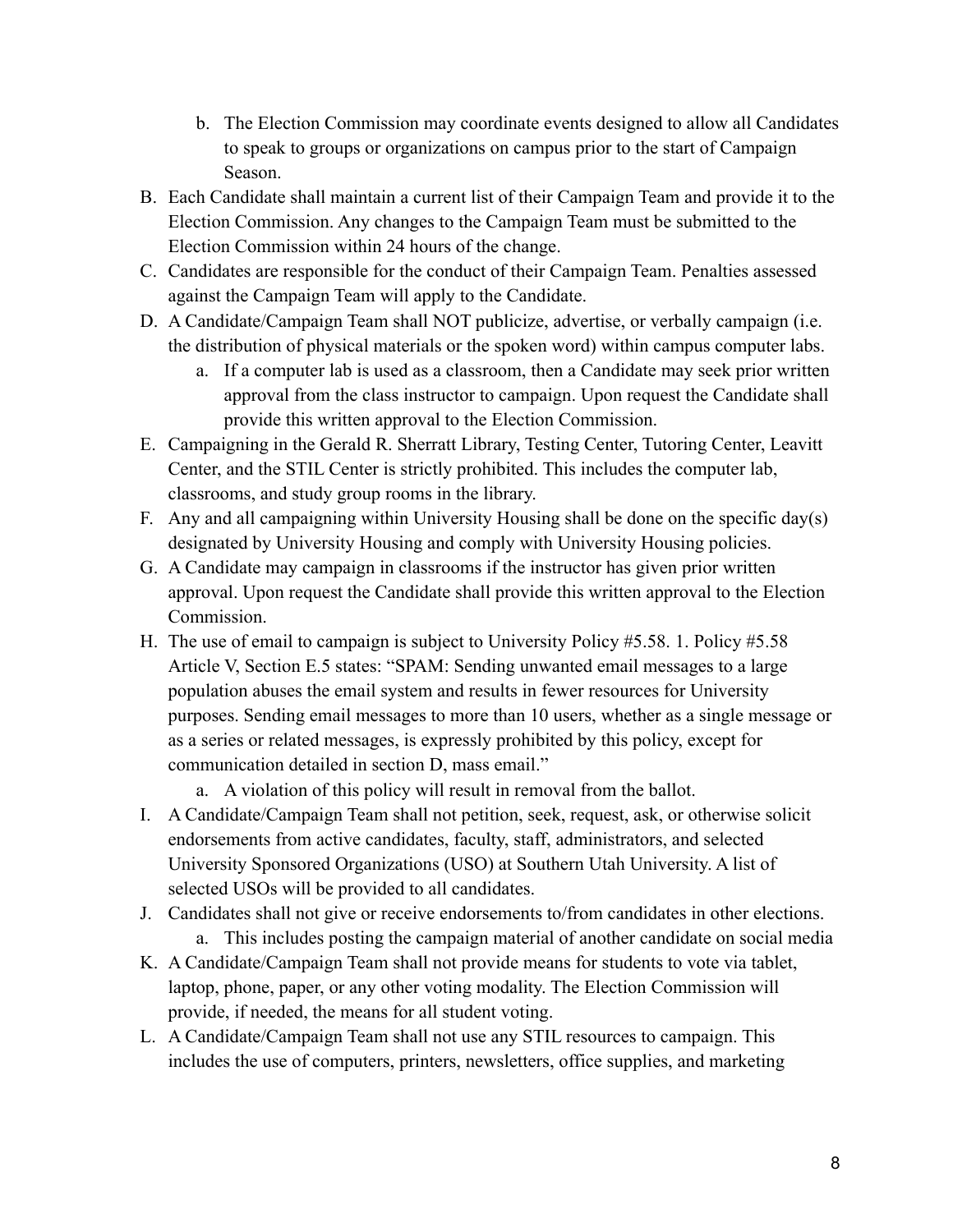b. The Election Commission may coordinate events designed to allow all Candidates to speak to groups or organizations on campus prior to the start of Campaign Season.

B. Each Candidate shall maintain a current list of their Campaign Team and provide it to the Election Commission. Any changes to the Campaign Team must be submitted to the Election Commission within 24 hours of the change.

C. Candidates are responsible for the conduct of their Campaign Team. Penalties assessed against the Campaign Team will apply to the Candidate.

D. A Candidate/Campaign Team shall NOT publicize, advertise, or verbally campaign (i.e. the distribution of physical materials or the spoken word) within campus computer labs.
   a. If a computer lab is used as a classroom, then a Candidate may seek prior written approval from the class instructor to campaign. Upon request the Candidate shall provide this written approval to the Election Commission.

E. Campaigning in the Gerald R. Sherratt Library, Testing Center, Tutoring Center, Leavitt Center, and the STIL Center is strictly prohibited. This includes the computer lab, classrooms, and study group rooms in the library.

F. Any and all campaigning within University Housing shall be done on the specific day(s) designated by University Housing and comply with University Housing policies.

G. A Candidate may campaign in classrooms if the instructor has given prior written approval. Upon request the Candidate shall provide this written approval to the Election Commission.

H. The use of email to campaign is subject to University Policy #5.58. 1. Policy #5.58 Article V, Section E.5 states: "SPAM: Sending unwanted email messages to a large population abuses the email system and results in fewer resources for University purposes. Sending email messages to more than 10 users, whether as a single message or as a series or related messages, is expressly prohibited by this policy, except for communication detailed in section D, mass email."
   a. A violation of this policy will result in removal from the ballot.

I. A Candidate/Campaign Team shall not petition, seek, request, ask, or otherwise solicit endorsements from active candidates, faculty, staff, administrators, and selected University Sponsored Organizations (USO) at Southern Utah University. A list of selected USOs will be provided to all candidates.

J. Candidates shall not give or receive endorsements to/from candidates in other elections.
   a. This includes posting the campaign material of another candidate on social media

K. A Candidate/Campaign Team shall not provide means for students to vote via tablet, laptop, phone, paper, or any other voting modality. The Election Commission will provide, if needed, the means for all student voting.

L. A Candidate/Campaign Team shall not use any STIL resources to campaign. This includes the use of computers, printers, newsletters, office supplies, and marketing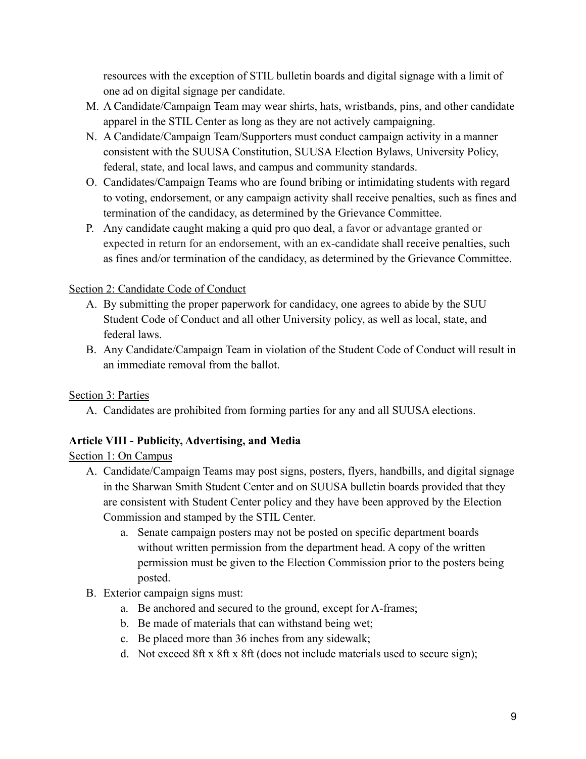resources with the exception of STIL bulletin boards and digital signage with a limit of one ad on digital signage per candidate.

M. A Candidate/Campaign Team may wear shirts, hats, wristbands, pins, and other candidate apparel in the STIL Center as long as they are not actively campaigning.
N. A Candidate/Campaign Team/Supporters must conduct campaign activity in a manner consistent with the SUUSA Constitution, SUUSA Election Bylaws, University Policy, federal, state, and local laws, and campus and community standards.
O. Candidates/Campaign Teams who are found bribing or intimidating students with regard to voting, endorsement, or any campaign activity shall receive penalties, such as fines and termination of the candidacy, as determined by the Grievance Committee.
P. Any candidate caught making a quid pro quo deal, a favor or advantage granted or expected in return for an endorsement, with an ex-candidate shall receive penalties, such as fines and/or termination of the candidacy, as determined by the Grievance Committee.

Section 2: Candidate Code of Conduct

A. By submitting the proper paperwork for candidacy, one agrees to abide by the SUU Student Code of Conduct and all other University policy, as well as local, state, and federal laws.
B. Any Candidate/Campaign Team in violation of the Student Code of Conduct will result in an immediate removal from the ballot.

Section 3: Parties

A. Candidates are prohibited from forming parties for any and all SUUSA elections.

**Article VIII - Publicity, Advertising, and Media**

Section 1: On Campus

A. Candidate/Campaign Teams may post signs, posters, flyers, handbills, and digital signage in the Sharwan Smith Student Center and on SUUSA bulletin boards provided that they are consistent with Student Center policy and they have been approved by the Election Commission and stamped by the STIL Center.
    a. Senate campaign posters may not be posted on specific department boards without written permission from the department head. A copy of the written permission must be given to the Election Commission prior to the posters being posted.
B. Exterior campaign signs must:
    a. Be anchored and secured to the ground, except for A-frames;
    b. Be made of materials that can withstand being wet;
    c. Be placed more than 36 inches from any sidewalk;
    d. Not exceed 8ft x 8ft x 8ft (does not include materials used to secure sign);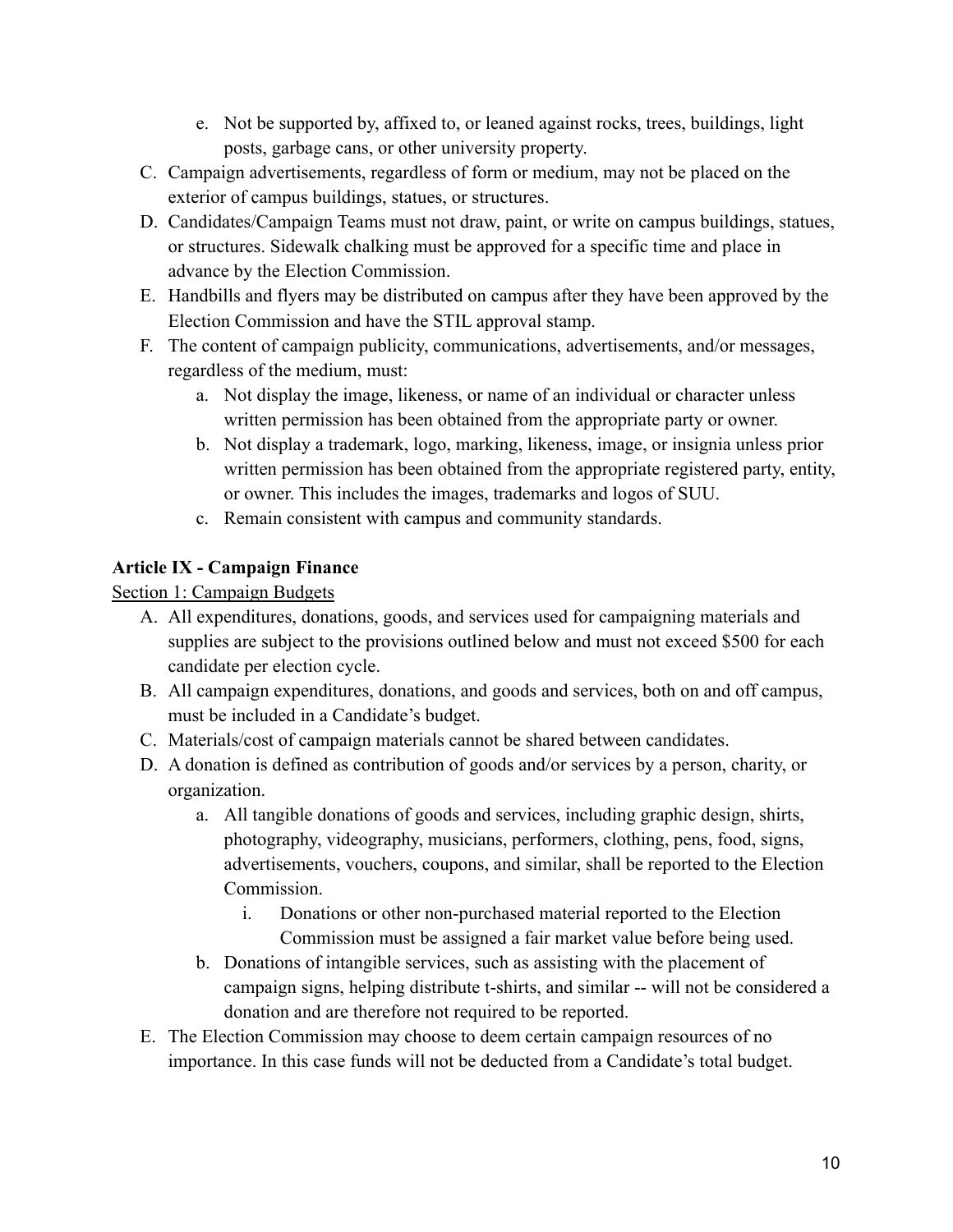e. Not be supported by, affixed to, or leaned against rocks, trees, buildings, light posts, garbage cans, or other university property.

C. Campaign advertisements, regardless of form or medium, may not be placed on the exterior of campus buildings, statues, or structures.

D. Candidates/Campaign Teams must not draw, paint, or write on campus buildings, statues, or structures. Sidewalk chalking must be approved for a specific time and place in advance by the Election Commission.

E. Handbills and flyers may be distributed on campus after they have been approved by the Election Commission and have the STIL approval stamp.

F. The content of campaign publicity, communications, advertisements, and/or messages, regardless of the medium, must:
    a. Not display the image, likeness, or name of an individual or character unless written permission has been obtained from the appropriate party or owner.
    b. Not display a trademark, logo, marking, likeness, image, or insignia unless prior written permission has been obtained from the appropriate registered party, entity, or owner. This includes the images, trademarks and logos of SUU.
    c. Remain consistent with campus and community standards.

**Article IX - Campaign Finance**

Section 1: Campaign Budgets

A. All expenditures, donations, goods, and services used for campaigning materials and supplies are subject to the provisions outlined below and must not exceed $500 for each candidate per election cycle.

B. All campaign expenditures, donations, and goods and services, both on and off campus, must be included in a Candidate's budget.

C. Materials/cost of campaign materials cannot be shared between candidates.

D. A donation is defined as contribution of goods and/or services by a person, charity, or organization.
    a. All tangible donations of goods and services, including graphic design, shirts, photography, videography, musicians, performers, clothing, pens, food, signs, advertisements, vouchers, coupons, and similar, shall be reported to the Election Commission.
        i. Donations or other non-purchased material reported to the Election Commission must be assigned a fair market value before being used.
    b. Donations of intangible services, such as assisting with the placement of campaign signs, helping distribute t-shirts, and similar -- will not be considered a donation and are therefore not required to be reported.

E. The Election Commission may choose to deem certain campaign resources of no importance. In this case funds will not be deducted from a Candidate's total budget.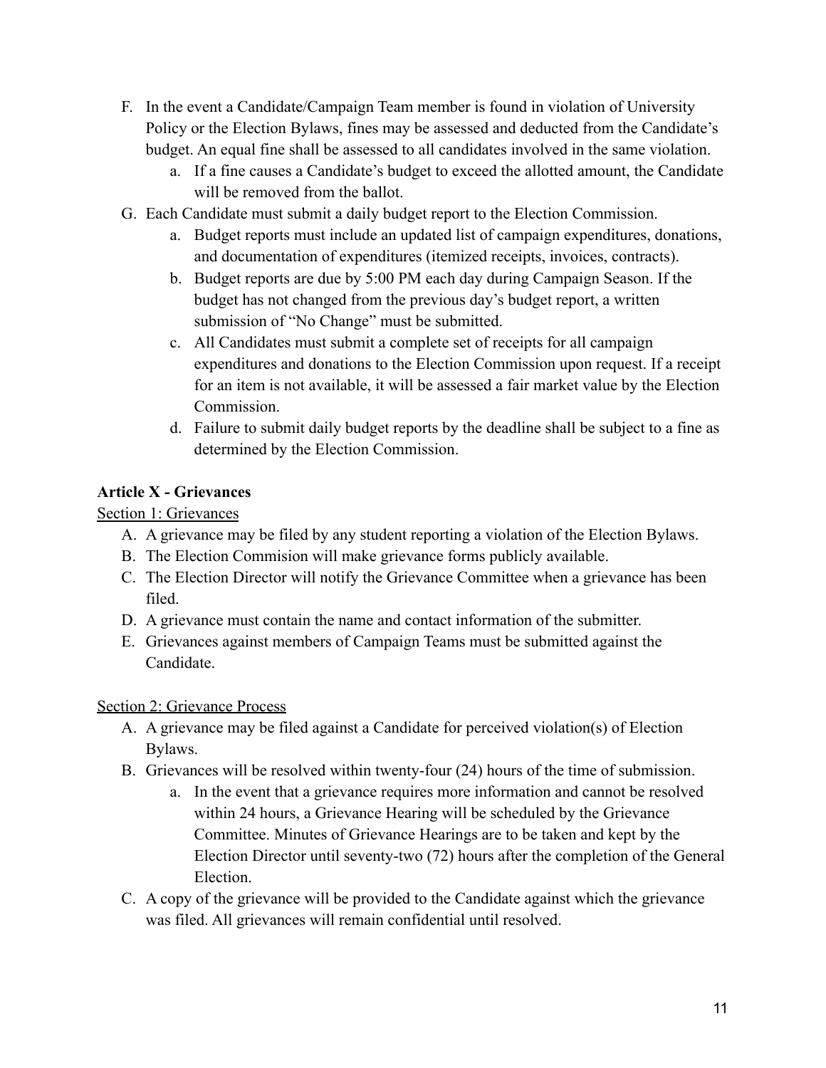F. In the event a Candidate/Campaign Team member is found in violation of University Policy or the Election Bylaws, fines may be assessed and deducted from the Candidate's budget. An equal fine shall be assessed to all candidates involved in the same violation.
   a. If a fine causes a Candidate's budget to exceed the allotted amount, the Candidate will be removed from the ballot.

G. Each Candidate must submit a daily budget report to the Election Commission.
   a. Budget reports must include an updated list of campaign expenditures, donations, and documentation of expenditures (itemized receipts, invoices, contracts).
   b. Budget reports are due by 5:00 PM each day during Campaign Season. If the budget has not changed from the previous day's budget report, a written submission of "No Change" must be submitted.
   c. All Candidates must submit a complete set of receipts for all campaign expenditures and donations to the Election Commission upon request. If a receipt for an item is not available, it will be assessed a fair market value by the Election Commission.
   d. Failure to submit daily budget reports by the deadline shall be subject to a fine as determined by the Election Commission.

**Article X - Grievances**

<u>Section 1: Grievances</u>

A. A grievance may be filed by any student reporting a violation of the Election Bylaws.
B. The Election Commision will make grievance forms publicly available.
C. The Election Director will notify the Grievance Committee when a grievance has been filed.
D. A grievance must contain the name and contact information of the submitter.
E. Grievances against members of Campaign Teams must be submitted against the Candidate.

<u>Section 2: Grievance Process</u>

A. A grievance may be filed against a Candidate for perceived violation(s) of Election Bylaws.
B. Grievances will be resolved within twenty-four (24) hours of the time of submission.
   a. In the event that a grievance requires more information and cannot be resolved within 24 hours, a Grievance Hearing will be scheduled by the Grievance Committee. Minutes of Grievance Hearings are to be taken and kept by the Election Director until seventy-two (72) hours after the completion of the General Election.
C. A copy of the grievance will be provided to the Candidate against which the grievance was filed. All grievances will remain confidential until resolved.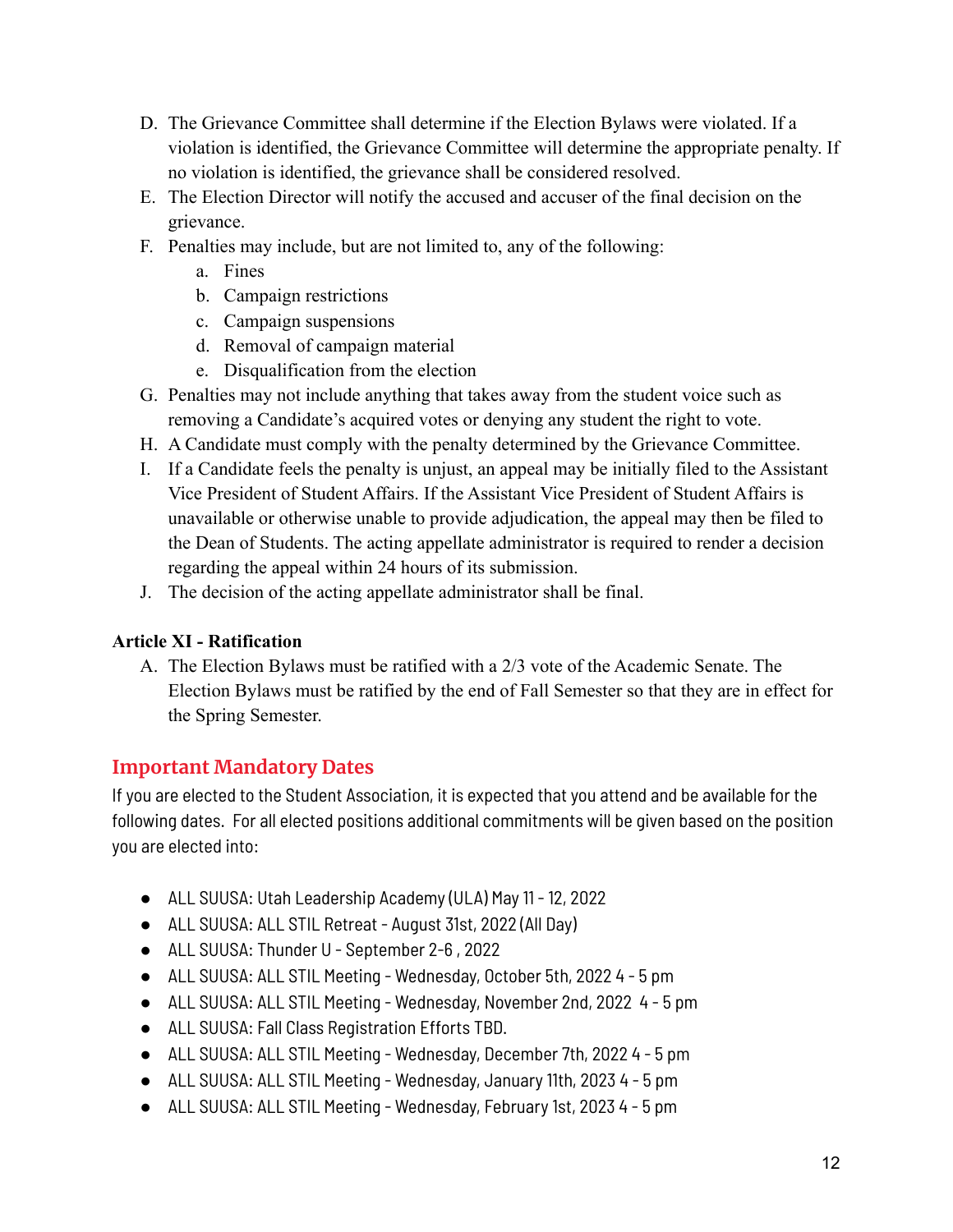D. The Grievance Committee shall determine if the Election Bylaws were violated. If a violation is identified, the Grievance Committee will determine the appropriate penalty. If no violation is identified, the grievance shall be considered resolved.

E. The Election Director will notify the accused and accuser of the final decision on the grievance.

F. Penalties may include, but are not limited to, any of the following:
   a. Fines
   b. Campaign restrictions
   c. Campaign suspensions
   d. Removal of campaign material
   e. Disqualification from the election

G. Penalties may not include anything that takes away from the student voice such as removing a Candidate's acquired votes or denying any student the right to vote.

H. A Candidate must comply with the penalty determined by the Grievance Committee.

I. If a Candidate feels the penalty is unjust, an appeal may be initially filed to the Assistant Vice President of Student Affairs. If the Assistant Vice President of Student Affairs is unavailable or otherwise unable to provide adjudication, the appeal may then be filed to the Dean of Students. The acting appellate administrator is required to render a decision regarding the appeal within 24 hours of its submission.

J. The decision of the acting appellate administrator shall be final.

**Article XI - Ratification**

A. The Election Bylaws must be ratified with a 2/3 vote of the Academic Senate. The Election Bylaws must be ratified by the end of Fall Semester so that they are in effect for the Spring Semester.

## Important Mandatory Dates

If you are elected to the Student Association, it is expected that you attend and be available for the following dates. For all elected positions additional commitments will be given based on the position you are elected into:

- ALL SUUSA: Utah Leadership Academy (ULA) May 11 - 12, 2022
- ALL SUUSA: ALL STIL Retreat - August 31st, 2022 (All Day)
- ALL SUUSA: Thunder U - September 2-6 , 2022
- ALL SUUSA: ALL STIL Meeting - Wednesday, October 5th, 2022 4 - 5 pm
- ALL SUUSA: ALL STIL Meeting - Wednesday, November 2nd, 2022 4 - 5 pm
- ALL SUUSA: Fall Class Registration Efforts TBD.
- ALL SUUSA: ALL STIL Meeting - Wednesday, December 7th, 2022 4 - 5 pm
- ALL SUUSA: ALL STIL Meeting - Wednesday, January 11th, 2023 4 - 5 pm
- ALL SUUSA: ALL STIL Meeting - Wednesday, February 1st, 2023 4 - 5 pm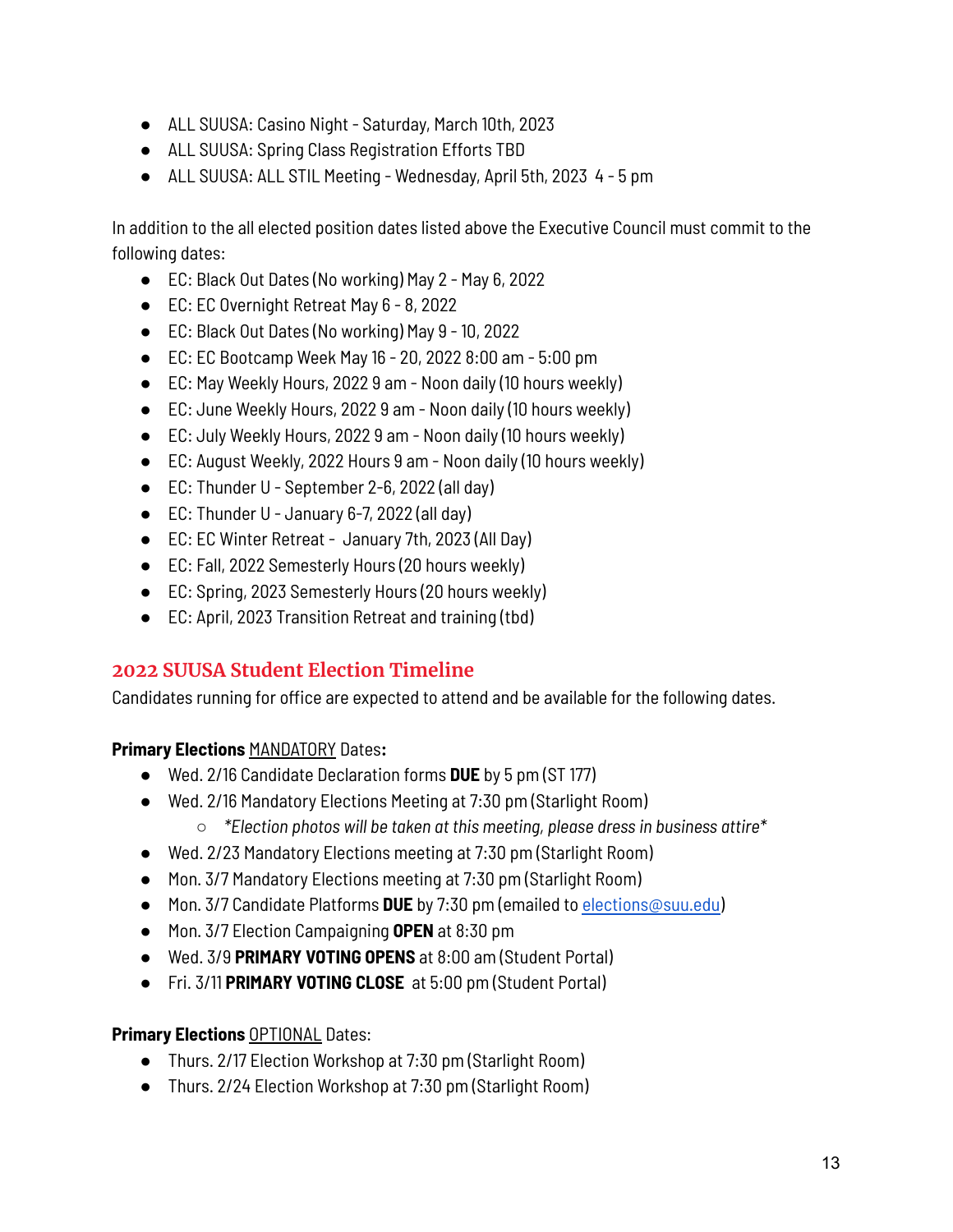- ALL SUUSA: Casino Night - Saturday, March 10th, 2023
- ALL SUUSA: Spring Class Registration Efforts TBD
- ALL SUUSA: ALL STIL Meeting - Wednesday, April 5th, 2023 4 - 5 pm

In addition to the all elected position dates listed above the Executive Council must commit to the following dates:

- EC: Black Out Dates (No working) May 2 - May 6, 2022
- EC: EC Overnight Retreat May 6 - 8, 2022
- EC: Black Out Dates (No working) May 9 - 10, 2022
- EC: EC Bootcamp Week May 16 - 20, 2022 8:00 am - 5:00 pm
- EC: May Weekly Hours, 2022 9 am - Noon daily (10 hours weekly)
- EC: June Weekly Hours, 2022 9 am - Noon daily (10 hours weekly)
- EC: July Weekly Hours, 2022 9 am - Noon daily (10 hours weekly)
- EC: August Weekly, 2022 Hours 9 am - Noon daily (10 hours weekly)
- EC: Thunder U - September 2-6, 2022 (all day)
- EC: Thunder U - January 6-7, 2022 (all day)
- EC: EC Winter Retreat - January 7th, 2023 (All Day)
- EC: Fall, 2022 Semesterly Hours (20 hours weekly)
- EC: Spring, 2023 Semesterly Hours (20 hours weekly)
- EC: April, 2023 Transition Retreat and training (tbd)

## 2022 SUUSA Student Election Timeline

Candidates running for office are expected to attend and be available for the following dates.

**Primary Elections** MANDATORY Dates**:**

- Wed. 2/16 Candidate Declaration forms **DUE** by 5 pm (ST 177)
- Wed. 2/16 Mandatory Elections Meeting at 7:30 pm (Starlight Room)
  - *\*Election photos will be taken at this meeting, please dress in business attire\**
- Wed. 2/23 Mandatory Elections meeting at 7:30 pm (Starlight Room)
- Mon. 3/7 Mandatory Elections meeting at 7:30 pm (Starlight Room)
- Mon. 3/7 Candidate Platforms **DUE** by 7:30 pm (emailed to elections@suu.edu)
- Mon. 3/7 Election Campaigning **OPEN** at 8:30 pm
- Wed. 3/9 **PRIMARY VOTING OPENS** at 8:00 am (Student Portal)
- Fri. 3/11 **PRIMARY VOTING CLOSE** at 5:00 pm (Student Portal)

**Primary Elections** OPTIONAL Dates:

- Thurs. 2/17 Election Workshop at 7:30 pm (Starlight Room)
- Thurs. 2/24 Election Workshop at 7:30 pm (Starlight Room)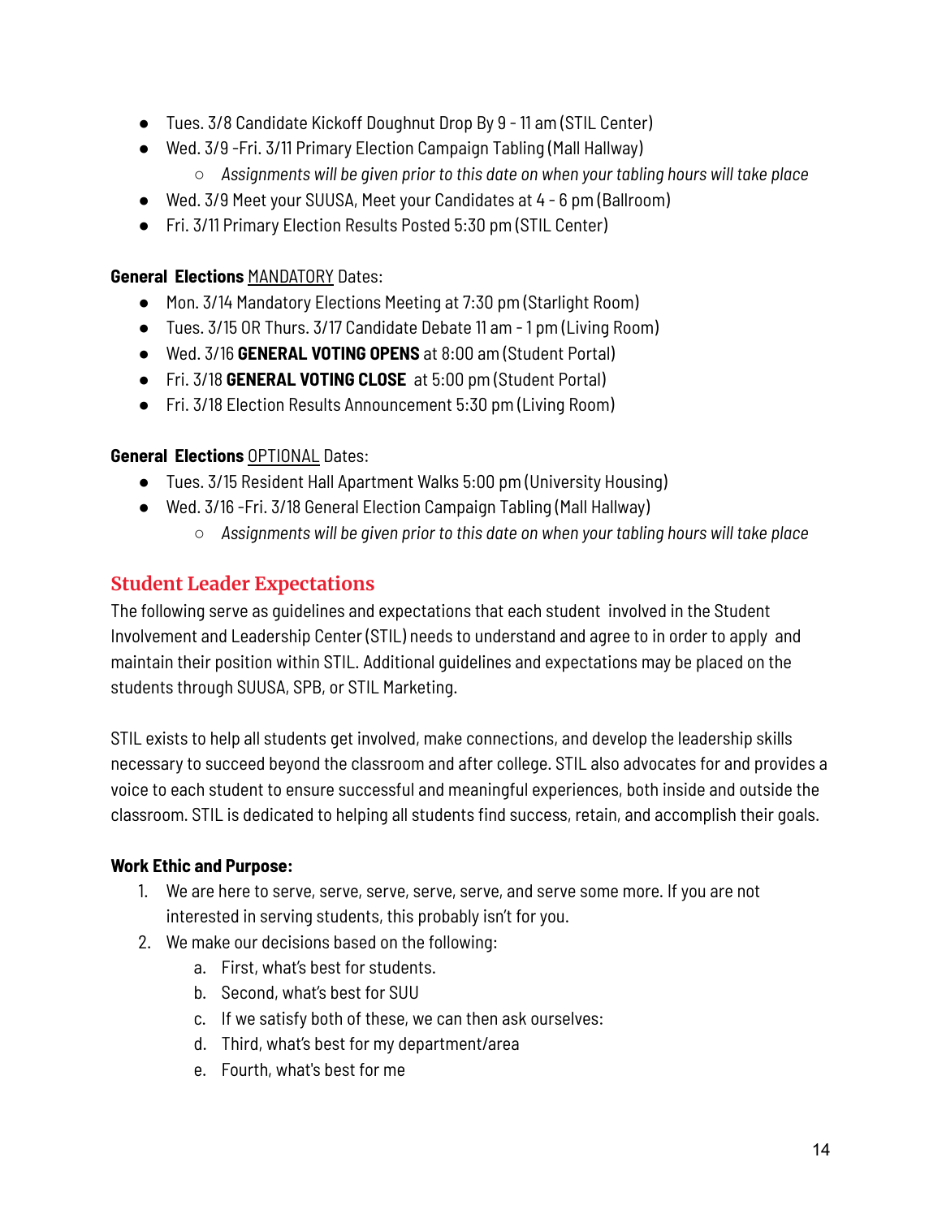- Tues. 3/8 Candidate Kickoff Doughnut Drop By 9 - 11 am (STIL Center)
- Wed. 3/9 -Fri. 3/11 Primary Election Campaign Tabling (Mall Hallway)
  - *Assignments will be given prior to this date on when your tabling hours will take place*
- Wed. 3/9 Meet your SUUSA, Meet your Candidates at 4 - 6 pm (Ballroom)
- Fri. 3/11 Primary Election Results Posted 5:30 pm (STIL Center)

**General Elections** MANDATORY Dates:

- Mon. 3/14 Mandatory Elections Meeting at 7:30 pm (Starlight Room)
- Tues. 3/15 OR Thurs. 3/17 Candidate Debate 11 am - 1 pm (Living Room)
- Wed. 3/16 **GENERAL VOTING OPENS** at 8:00 am (Student Portal)
- Fri. 3/18 **GENERAL VOTING CLOSE** at 5:00 pm (Student Portal)
- Fri. 3/18 Election Results Announcement 5:30 pm (Living Room)

**General Elections** OPTIONAL Dates:

- Tues. 3/15 Resident Hall Apartment Walks 5:00 pm (University Housing)
- Wed. 3/16 -Fri. 3/18 General Election Campaign Tabling (Mall Hallway)
  - *Assignments will be given prior to this date on when your tabling hours will take place*

## Student Leader Expectations

The following serve as guidelines and expectations that each student involved in the Student Involvement and Leadership Center (STIL) needs to understand and agree to in order to apply and maintain their position within STIL. Additional guidelines and expectations may be placed on the students through SUUSA, SPB, or STIL Marketing.

STIL exists to help all students get involved, make connections, and develop the leadership skills necessary to succeed beyond the classroom and after college. STIL also advocates for and provides a voice to each student to ensure successful and meaningful experiences, both inside and outside the classroom. STIL is dedicated to helping all students find success, retain, and accomplish their goals.

**Work Ethic and Purpose:**

1. We are here to serve, serve, serve, serve, serve, and serve some more. If you are not interested in serving students, this probably isn't for you.
2. We make our decisions based on the following:
   a. First, what's best for students.
   b. Second, what's best for SUU
   c. If we satisfy both of these, we can then ask ourselves:
   d. Third, what's best for my department/area
   e. Fourth, what's best for me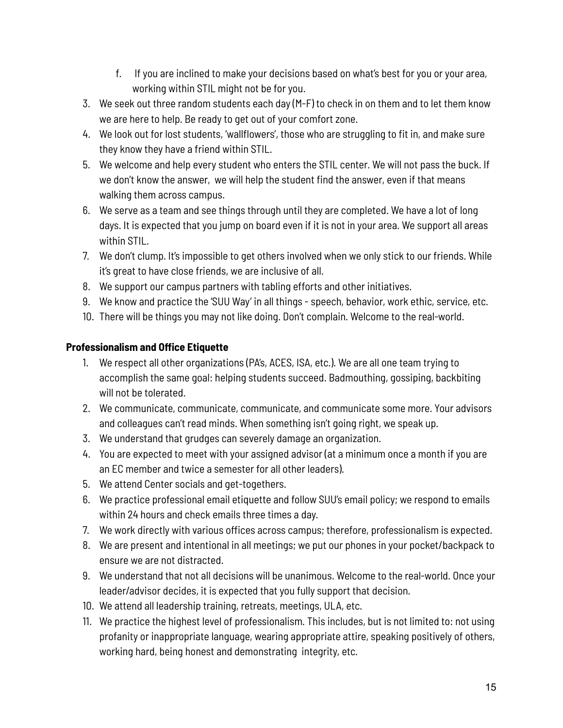f. If you are inclined to make your decisions based on what's best for you or your area, working within STIL might not be for you.

3. We seek out three random students each day (M-F) to check in on them and to let them know we are here to help. Be ready to get out of your comfort zone.
4. We look out for lost students, 'wallflowers', those who are struggling to fit in, and make sure they know they have a friend within STIL.
5. We welcome and help every student who enters the STIL center. We will not pass the buck. If we don't know the answer, we will help the student find the answer, even if that means walking them across campus.
6. We serve as a team and see things through until they are completed. We have a lot of long days. It is expected that you jump on board even if it is not in your area. We support all areas within STIL.
7. We don't clump. It's impossible to get others involved when we only stick to our friends. While it's great to have close friends, we are inclusive of all.
8. We support our campus partners with tabling efforts and other initiatives.
9. We know and practice the 'SUU Way' in all things - speech, behavior, work ethic, service, etc.
10. There will be things you may not like doing. Don't complain. Welcome to the real-world.

**Professionalism and Office Etiquette**

1. We respect all other organizations (PA's, ACES, ISA, etc.). We are all one team trying to accomplish the same goal: helping students succeed. Badmouthing, gossiping, backbiting will not be tolerated.
2. We communicate, communicate, communicate, and communicate some more. Your advisors and colleagues can't read minds. When something isn't going right, we speak up.
3. We understand that grudges can severely damage an organization.
4. You are expected to meet with your assigned advisor (at a minimum once a month if you are an EC member and twice a semester for all other leaders).
5. We attend Center socials and get-togethers.
6. We practice professional email etiquette and follow SUU's email policy; we respond to emails within 24 hours and check emails three times a day.
7. We work directly with various offices across campus; therefore, professionalism is expected.
8. We are present and intentional in all meetings; we put our phones in your pocket/backpack to ensure we are not distracted.
9. We understand that not all decisions will be unanimous. Welcome to the real-world. Once your leader/advisor decides, it is expected that you fully support that decision.
10. We attend all leadership training, retreats, meetings, ULA, etc.
11. We practice the highest level of professionalism. This includes, but is not limited to: not using profanity or inappropriate language, wearing appropriate attire, speaking positively of others, working hard, being honest and demonstrating integrity, etc.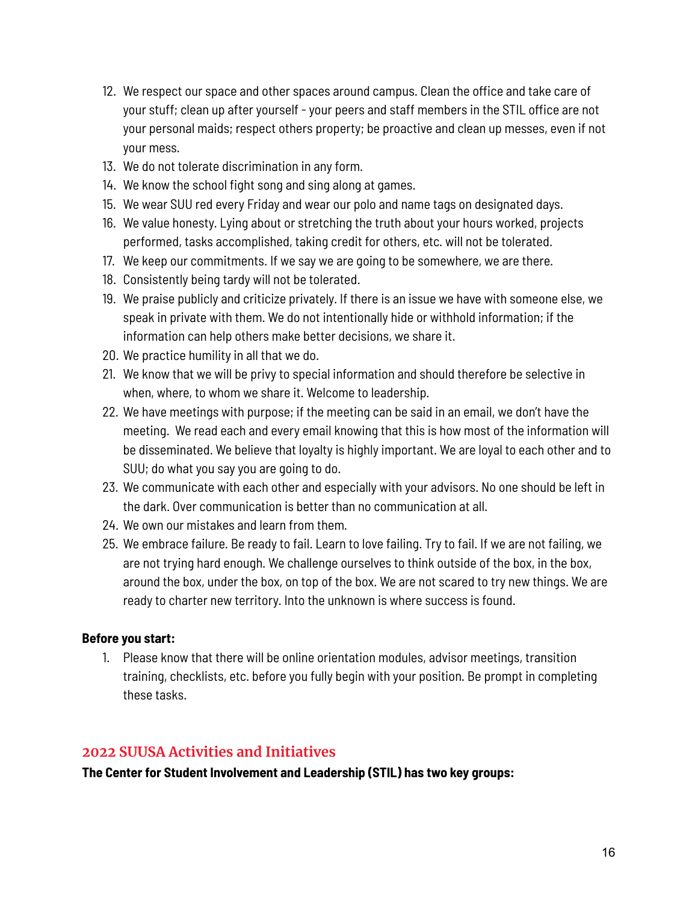12. We respect our space and other spaces around campus. Clean the office and take care of your stuff; clean up after yourself - your peers and staff members in the STIL office are not your personal maids; respect others property; be proactive and clean up messes, even if not your mess.
13. We do not tolerate discrimination in any form.
14. We know the school fight song and sing along at games.
15. We wear SUU red every Friday and wear our polo and name tags on designated days.
16. We value honesty. Lying about or stretching the truth about your hours worked, projects performed, tasks accomplished, taking credit for others, etc. will not be tolerated.
17. We keep our commitments. If we say we are going to be somewhere, we are there.
18. Consistently being tardy will not be tolerated.
19. We praise publicly and criticize privately. If there is an issue we have with someone else, we speak in private with them. We do not intentionally hide or withhold information; if the information can help others make better decisions, we share it.
20. We practice humility in all that we do.
21. We know that we will be privy to special information and should therefore be selective in when, where, to whom we share it. Welcome to leadership.
22. We have meetings with purpose; if the meeting can be said in an email, we don't have the meeting. We read each and every email knowing that this is how most of the information will be disseminated. We believe that loyalty is highly important. We are loyal to each other and to SUU; do what you say you are going to do.
23. We communicate with each other and especially with your advisors. No one should be left in the dark. Over communication is better than no communication at all.
24. We own our mistakes and learn from them.
25. We embrace failure. Be ready to fail. Learn to love failing. Try to fail. If we are not failing, we are not trying hard enough. We challenge ourselves to think outside of the box, in the box, around the box, under the box, on top of the box. We are not scared to try new things. We are ready to charter new territory. Into the unknown is where success is found.

**Before you start:**

1. Please know that there will be online orientation modules, advisor meetings, transition training, checklists, etc. before you fully begin with your position. Be prompt in completing these tasks.

## 2022 SUUSA Activities and Initiatives

**The Center for Student Involvement and Leadership (STIL) has two key groups:**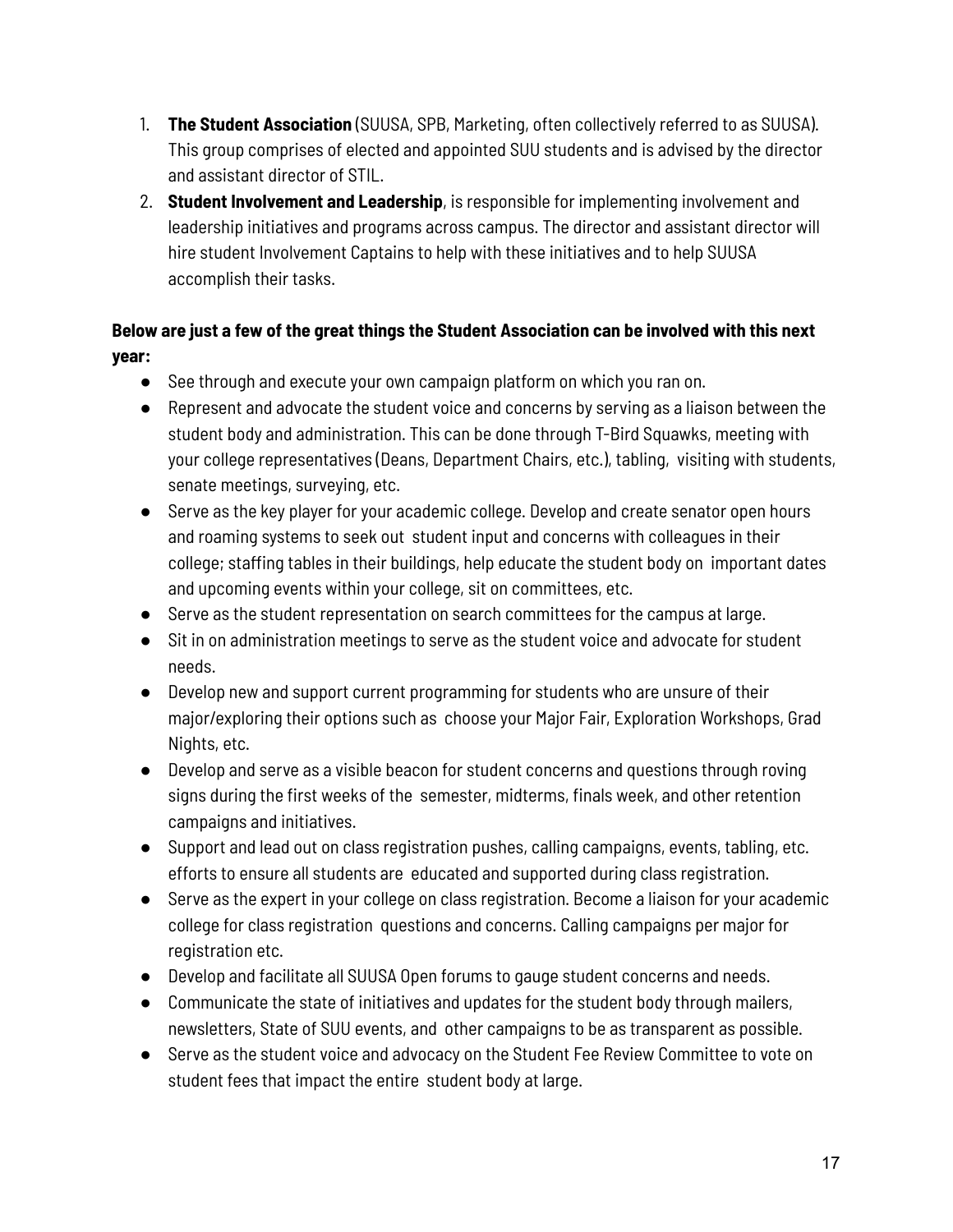1. **The Student Association** (SUUSA, SPB, Marketing, often collectively referred to as SUUSA). This group comprises of elected and appointed SUU students and is advised by the director and assistant director of STIL.
2. **Student Involvement and Leadership**, is responsible for implementing involvement and leadership initiatives and programs across campus. The director and assistant director will hire student Involvement Captains to help with these initiatives and to help SUUSA accomplish their tasks.

**Below are just a few of the great things the Student Association can be involved with this next year:**

- See through and execute your own campaign platform on which you ran on.
- Represent and advocate the student voice and concerns by serving as a liaison between the student body and administration. This can be done through T-Bird Squawks, meeting with your college representatives (Deans, Department Chairs, etc.), tabling, visiting with students, senate meetings, surveying, etc.
- Serve as the key player for your academic college. Develop and create senator open hours and roaming systems to seek out student input and concerns with colleagues in their college; staffing tables in their buildings, help educate the student body on important dates and upcoming events within your college, sit on committees, etc.
- Serve as the student representation on search committees for the campus at large.
- Sit in on administration meetings to serve as the student voice and advocate for student needs.
- Develop new and support current programming for students who are unsure of their major/exploring their options such as choose your Major Fair, Exploration Workshops, Grad Nights, etc.
- Develop and serve as a visible beacon for student concerns and questions through roving signs during the first weeks of the semester, midterms, finals week, and other retention campaigns and initiatives.
- Support and lead out on class registration pushes, calling campaigns, events, tabling, etc. efforts to ensure all students are educated and supported during class registration.
- Serve as the expert in your college on class registration. Become a liaison for your academic college for class registration questions and concerns. Calling campaigns per major for registration etc.
- Develop and facilitate all SUUSA Open forums to gauge student concerns and needs.
- Communicate the state of initiatives and updates for the student body through mailers, newsletters, State of SUU events, and other campaigns to be as transparent as possible.
- Serve as the student voice and advocacy on the Student Fee Review Committee to vote on student fees that impact the entire student body at large.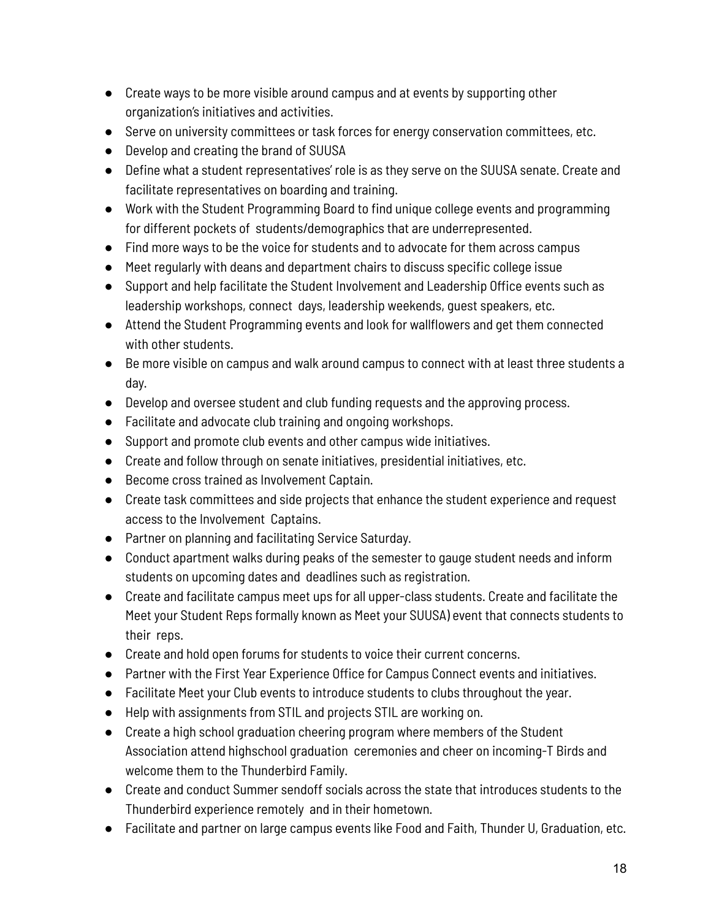- Create ways to be more visible around campus and at events by supporting other organization's initiatives and activities.
- Serve on university committees or task forces for energy conservation committees, etc.
- Develop and creating the brand of SUUSA
- Define what a student representatives' role is as they serve on the SUUSA senate. Create and facilitate representatives on boarding and training.
- Work with the Student Programming Board to find unique college events and programming for different pockets of students/demographics that are underrepresented.
- Find more ways to be the voice for students and to advocate for them across campus
- Meet regularly with deans and department chairs to discuss specific college issue
- Support and help facilitate the Student Involvement and Leadership Office events such as leadership workshops, connect days, leadership weekends, guest speakers, etc.
- Attend the Student Programming events and look for wallflowers and get them connected with other students.
- Be more visible on campus and walk around campus to connect with at least three students a day.
- Develop and oversee student and club funding requests and the approving process.
- Facilitate and advocate club training and ongoing workshops.
- Support and promote club events and other campus wide initiatives.
- Create and follow through on senate initiatives, presidential initiatives, etc.
- Become cross trained as Involvement Captain.
- Create task committees and side projects that enhance the student experience and request access to the Involvement Captains.
- Partner on planning and facilitating Service Saturday.
- Conduct apartment walks during peaks of the semester to gauge student needs and inform students on upcoming dates and deadlines such as registration.
- Create and facilitate campus meet ups for all upper-class students. Create and facilitate the Meet your Student Reps formally known as Meet your SUUSA) event that connects students to their reps.
- Create and hold open forums for students to voice their current concerns.
- Partner with the First Year Experience Office for Campus Connect events and initiatives.
- Facilitate Meet your Club events to introduce students to clubs throughout the year.
- Help with assignments from STIL and projects STIL are working on.
- Create a high school graduation cheering program where members of the Student Association attend highschool graduation ceremonies and cheer on incoming-T Birds and welcome them to the Thunderbird Family.
- Create and conduct Summer sendoff socials across the state that introduces students to the Thunderbird experience remotely and in their hometown.
- Facilitate and partner on large campus events like Food and Faith, Thunder U, Graduation, etc.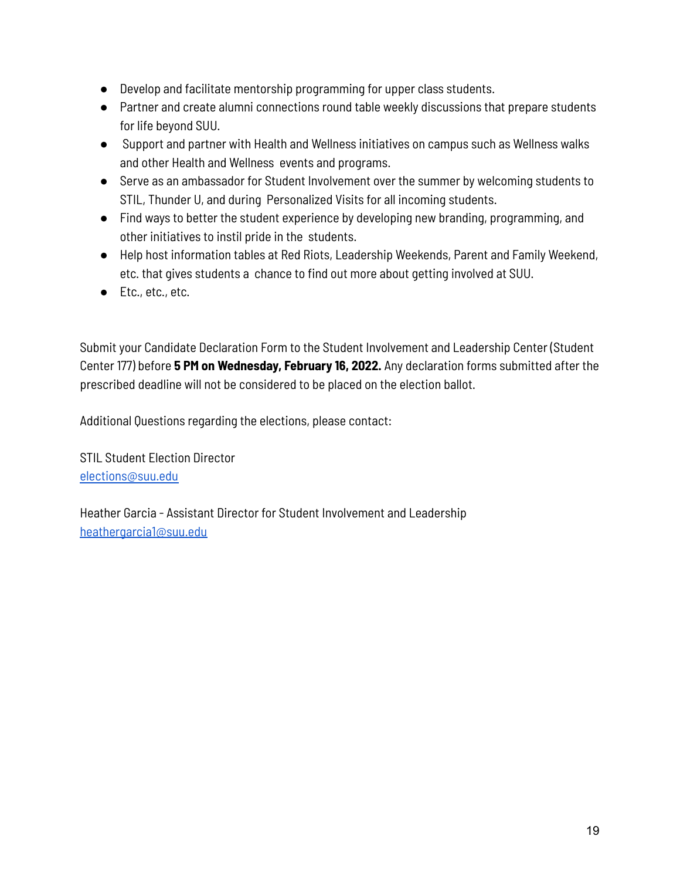- Develop and facilitate mentorship programming for upper class students.
- Partner and create alumni connections round table weekly discussions that prepare students for life beyond SUU.
- Support and partner with Health and Wellness initiatives on campus such as Wellness walks and other Health and Wellness events and programs.
- Serve as an ambassador for Student Involvement over the summer by welcoming students to STIL, Thunder U, and during Personalized Visits for all incoming students.
- Find ways to better the student experience by developing new branding, programming, and other initiatives to instil pride in the students.
- Help host information tables at Red Riots, Leadership Weekends, Parent and Family Weekend, etc. that gives students a chance to find out more about getting involved at SUU.
- Etc., etc., etc.

Submit your Candidate Declaration Form to the Student Involvement and Leadership Center (Student Center 177) before **5 PM on Wednesday, February 16, 2022.** Any declaration forms submitted after the prescribed deadline will not be considered to be placed on the election ballot.

Additional Questions regarding the elections, please contact:

STIL Student Election Director
elections@suu.edu

Heather Garcia - Assistant Director for Student Involvement and Leadership
heathergarcia1@suu.edu